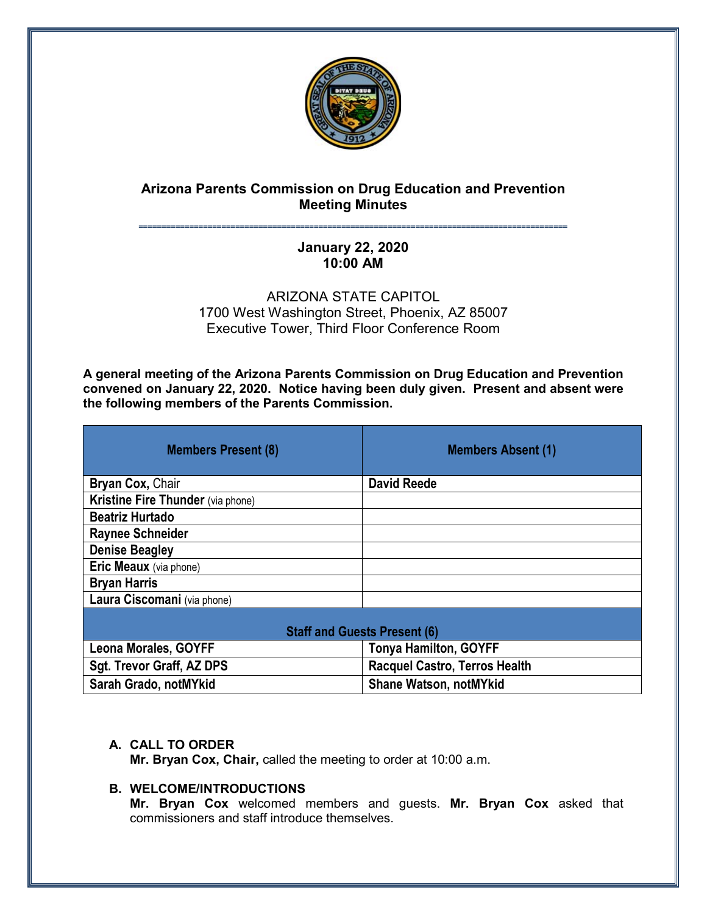# Arizona Parents Commission on Drug Education and Prevention
## Meeting Minutes

**January 22, 2020**
**10:00 AM**

ARIZONA STATE CAPITOL
1700 West Washington Street, Phoenix, AZ 85007
Executive Tower, Third Floor Conference Room

**A general meeting of the Arizona Parents Commission on Drug Education and Prevention convened on January 22, 2020. Notice having been duly given. Present and absent were the following members of the Parents Commission.**

| Members Present (8) | Members Absent (1) |
|---|---|
| **Bryan Cox,** Chair | **David Reede** |
| **Kristine Fire Thunder** (via phone) | |
| **Beatriz Hurtado** | |
| **Raynee Schneider** | |
| **Denise Beagley** | |
| **Eric Meaux** (via phone) | |
| **Bryan Harris** | |
| **Laura Ciscomani** (via phone) | |
| **Staff and Guests Present (6)** | |
| **Leona Morales, GOYFF** | **Tonya Hamilton, GOYFF** |
| **Sgt. Trevor Graff, AZ DPS** | **Racquel Castro, Terros Health** |
| **Sarah Grado, notMYkid** | **Shane Watson, notMYkid** |

**A. CALL TO ORDER**
**Mr. Bryan Cox, Chair,** called the meeting to order at 10:00 a.m.

**B. WELCOME/INTRODUCTIONS**
**Mr. Bryan Cox** welcomed members and guests. **Mr. Bryan Cox** asked that commissioners and staff introduce themselves.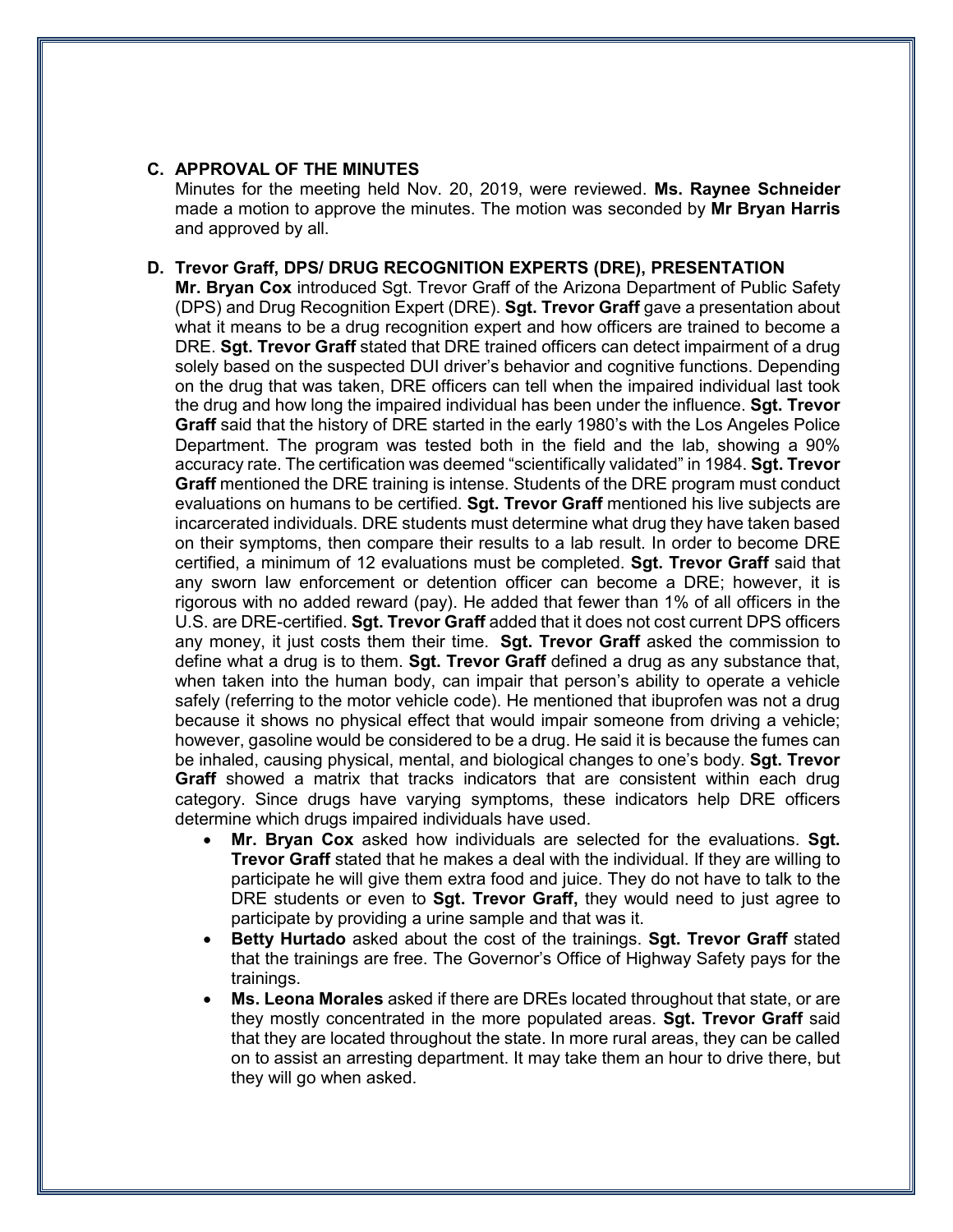## C. APPROVAL OF THE MINUTES

Minutes for the meeting held Nov. 20, 2019, were reviewed. **Ms. Raynee Schneider** made a motion to approve the minutes. The motion was seconded by **Mr Bryan Harris** and approved by all.

## D. Trevor Graff, DPS/ DRUG RECOGNITION EXPERTS (DRE), PRESENTATION

**Mr. Bryan Cox** introduced Sgt. Trevor Graff of the Arizona Department of Public Safety (DPS) and Drug Recognition Expert (DRE). **Sgt. Trevor Graff** gave a presentation about what it means to be a drug recognition expert and how officers are trained to become a DRE. **Sgt. Trevor Graff** stated that DRE trained officers can detect impairment of a drug solely based on the suspected DUI driver's behavior and cognitive functions. Depending on the drug that was taken, DRE officers can tell when the impaired individual last took the drug and how long the impaired individual has been under the influence. **Sgt. Trevor Graff** said that the history of DRE started in the early 1980's with the Los Angeles Police Department. The program was tested both in the field and the lab, showing a 90% accuracy rate. The certification was deemed "scientifically validated" in 1984. **Sgt. Trevor Graff** mentioned the DRE training is intense. Students of the DRE program must conduct evaluations on humans to be certified. **Sgt. Trevor Graff** mentioned his live subjects are incarcerated individuals. DRE students must determine what drug they have taken based on their symptoms, then compare their results to a lab result. In order to become DRE certified, a minimum of 12 evaluations must be completed. **Sgt. Trevor Graff** said that any sworn law enforcement or detention officer can become a DRE; however, it is rigorous with no added reward (pay). He added that fewer than 1% of all officers in the U.S. are DRE-certified. **Sgt. Trevor Graff** added that it does not cost current DPS officers any money, it just costs them their time. **Sgt. Trevor Graff** asked the commission to define what a drug is to them. **Sgt. Trevor Graff** defined a drug as any substance that, when taken into the human body, can impair that person's ability to operate a vehicle safely (referring to the motor vehicle code). He mentioned that ibuprofen was not a drug because it shows no physical effect that would impair someone from driving a vehicle; however, gasoline would be considered to be a drug. He said it is because the fumes can be inhaled, causing physical, mental, and biological changes to one's body. **Sgt. Trevor Graff** showed a matrix that tracks indicators that are consistent within each drug category. Since drugs have varying symptoms, these indicators help DRE officers determine which drugs impaired individuals have used.

- **Mr. Bryan Cox** asked how individuals are selected for the evaluations. **Sgt. Trevor Graff** stated that he makes a deal with the individual. If they are willing to participate he will give them extra food and juice. They do not have to talk to the DRE students or even to **Sgt. Trevor Graff,** they would need to just agree to participate by providing a urine sample and that was it.
- **Betty Hurtado** asked about the cost of the trainings. **Sgt. Trevor Graff** stated that the trainings are free. The Governor's Office of Highway Safety pays for the trainings.
- **Ms. Leona Morales** asked if there are DREs located throughout that state, or are they mostly concentrated in the more populated areas. **Sgt. Trevor Graff** said that they are located throughout the state. In more rural areas, they can be called on to assist an arresting department. It may take them an hour to drive there, but they will go when asked.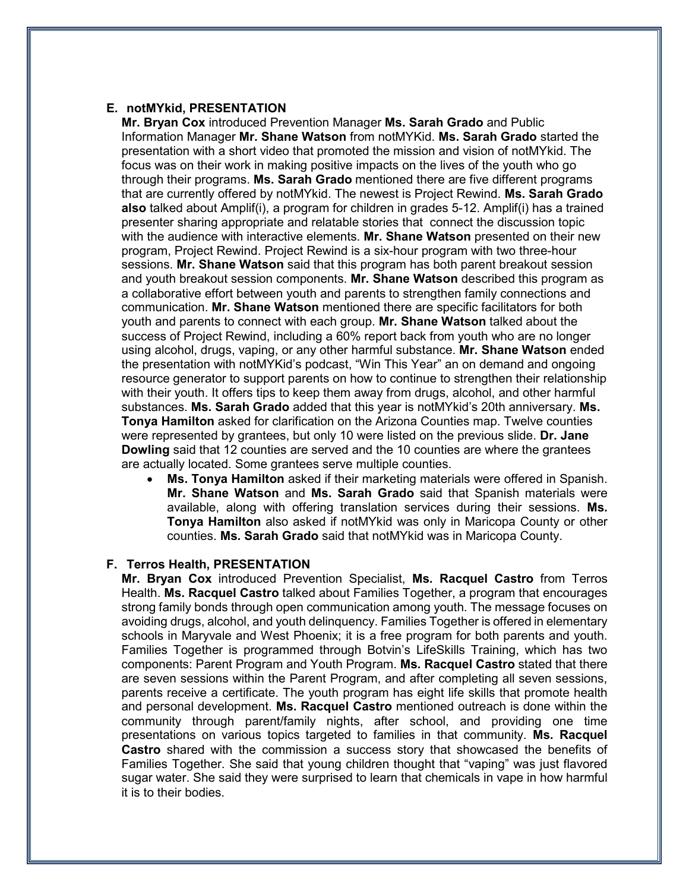## E. notMYkid, PRESENTATION

**Mr. Bryan Cox** introduced Prevention Manager **Ms. Sarah Grado** and Public Information Manager **Mr. Shane Watson** from notMYKid. **Ms. Sarah Grado** started the presentation with a short video that promoted the mission and vision of notMYkid. The focus was on their work in making positive impacts on the lives of the youth who go through their programs. **Ms. Sarah Grado** mentioned there are five different programs that are currently offered by notMYkid. The newest is Project Rewind. **Ms. Sarah Grado also** talked about Amplif(i), a program for children in grades 5-12. Amplif(i) has a trained presenter sharing appropriate and relatable stories that connect the discussion topic with the audience with interactive elements. **Mr. Shane Watson** presented on their new program, Project Rewind. Project Rewind is a six-hour program with two three-hour sessions. **Mr. Shane Watson** said that this program has both parent breakout session and youth breakout session components. **Mr. Shane Watson** described this program as a collaborative effort between youth and parents to strengthen family connections and communication. **Mr. Shane Watson** mentioned there are specific facilitators for both youth and parents to connect with each group. **Mr. Shane Watson** talked about the success of Project Rewind, including a 60% report back from youth who are no longer using alcohol, drugs, vaping, or any other harmful substance. **Mr. Shane Watson** ended the presentation with notMYKid's podcast, "Win This Year" an on demand and ongoing resource generator to support parents on how to continue to strengthen their relationship with their youth. It offers tips to keep them away from drugs, alcohol, and other harmful substances. **Ms. Sarah Grado** added that this year is notMYkid's 20th anniversary. **Ms. Tonya Hamilton** asked for clarification on the Arizona Counties map. Twelve counties were represented by grantees, but only 10 were listed on the previous slide. **Dr. Jane Dowling** said that 12 counties are served and the 10 counties are where the grantees are actually located. Some grantees serve multiple counties.

- **Ms. Tonya Hamilton** asked if their marketing materials were offered in Spanish. **Mr. Shane Watson** and **Ms. Sarah Grado** said that Spanish materials were available, along with offering translation services during their sessions. **Ms. Tonya Hamilton** also asked if notMYkid was only in Maricopa County or other counties. **Ms. Sarah Grado** said that notMYkid was in Maricopa County.

## F. Terros Health, PRESENTATION

**Mr. Bryan Cox** introduced Prevention Specialist, **Ms. Racquel Castro** from Terros Health. **Ms. Racquel Castro** talked about Families Together, a program that encourages strong family bonds through open communication among youth. The message focuses on avoiding drugs, alcohol, and youth delinquency. Families Together is offered in elementary schools in Maryvale and West Phoenix; it is a free program for both parents and youth. Families Together is programmed through Botvin's LifeSkills Training, which has two components: Parent Program and Youth Program. **Ms. Racquel Castro** stated that there are seven sessions within the Parent Program, and after completing all seven sessions, parents receive a certificate. The youth program has eight life skills that promote health and personal development. **Ms. Racquel Castro** mentioned outreach is done within the community through parent/family nights, after school, and providing one time presentations on various topics targeted to families in that community. **Ms. Racquel Castro** shared with the commission a success story that showcased the benefits of Families Together. She said that young children thought that "vaping" was just flavored sugar water. She said they were surprised to learn that chemicals in vape in how harmful it is to their bodies.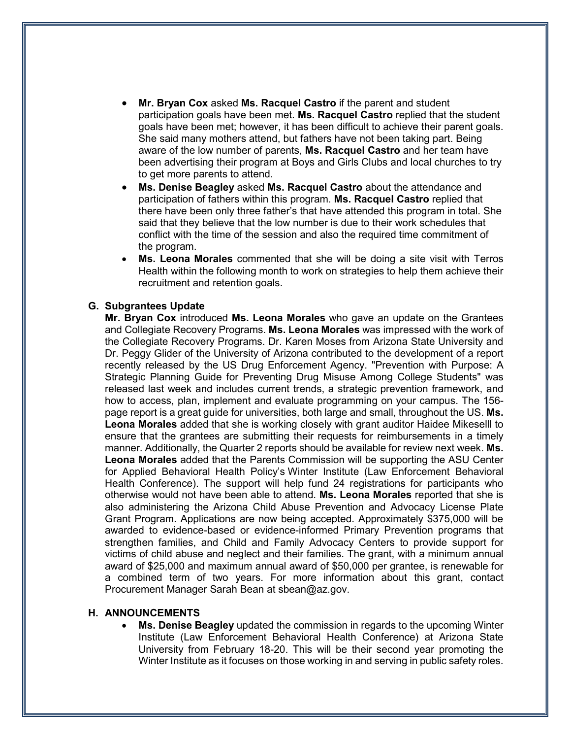- **Mr. Bryan Cox** asked **Ms. Racquel Castro** if the parent and student participation goals have been met. **Ms. Racquel Castro** replied that the student goals have been met; however, it has been difficult to achieve their parent goals. She said many mothers attend, but fathers have not been taking part. Being aware of the low number of parents, **Ms. Racquel Castro** and her team have been advertising their program at Boys and Girls Clubs and local churches to try to get more parents to attend.
- **Ms. Denise Beagley** asked **Ms. Racquel Castro** about the attendance and participation of fathers within this program. **Ms. Racquel Castro** replied that there have been only three father's that have attended this program in total. She said that they believe that the low number is due to their work schedules that conflict with the time of the session and also the required time commitment of the program.
- **Ms. Leona Morales** commented that she will be doing a site visit with Terros Health within the following month to work on strategies to help them achieve their recruitment and retention goals.

**G. Subgrantees Update**

**Mr. Bryan Cox** introduced **Ms. Leona Morales** who gave an update on the Grantees and Collegiate Recovery Programs. **Ms. Leona Morales** was impressed with the work of the Collegiate Recovery Programs. Dr. Karen Moses from Arizona State University and Dr. Peggy Glider of the University of Arizona contributed to the development of a report recently released by the US Drug Enforcement Agency. "Prevention with Purpose: A Strategic Planning Guide for Preventing Drug Misuse Among College Students" was released last week and includes current trends, a strategic prevention framework, and how to access, plan, implement and evaluate programming on your campus. The 156-page report is a great guide for universities, both large and small, throughout the US. **Ms. Leona Morales** added that she is working closely with grant auditor Haidee Mikeselll to ensure that the grantees are submitting their requests for reimbursements in a timely manner. Additionally, the Quarter 2 reports should be available for review next week. **Ms. Leona Morales** added that the Parents Commission will be supporting the ASU Center for Applied Behavioral Health Policy's Winter Institute (Law Enforcement Behavioral Health Conference). The support will help fund 24 registrations for participants who otherwise would not have been able to attend. **Ms. Leona Morales** reported that she is also administering the Arizona Child Abuse Prevention and Advocacy License Plate Grant Program. Applications are now being accepted. Approximately $375,000 will be awarded to evidence-based or evidence-informed Primary Prevention programs that strengthen families, and Child and Family Advocacy Centers to provide support for victims of child abuse and neglect and their families. The grant, with a minimum annual award of $25,000 and maximum annual award of $50,000 per grantee, is renewable for a combined term of two years. For more information about this grant, contact Procurement Manager Sarah Bean at sbean@az.gov.

**H. ANNOUNCEMENTS**

- **Ms. Denise Beagley** updated the commission in regards to the upcoming Winter Institute (Law Enforcement Behavioral Health Conference) at Arizona State University from February 18-20. This will be their second year promoting the Winter Institute as it focuses on those working in and serving in public safety roles.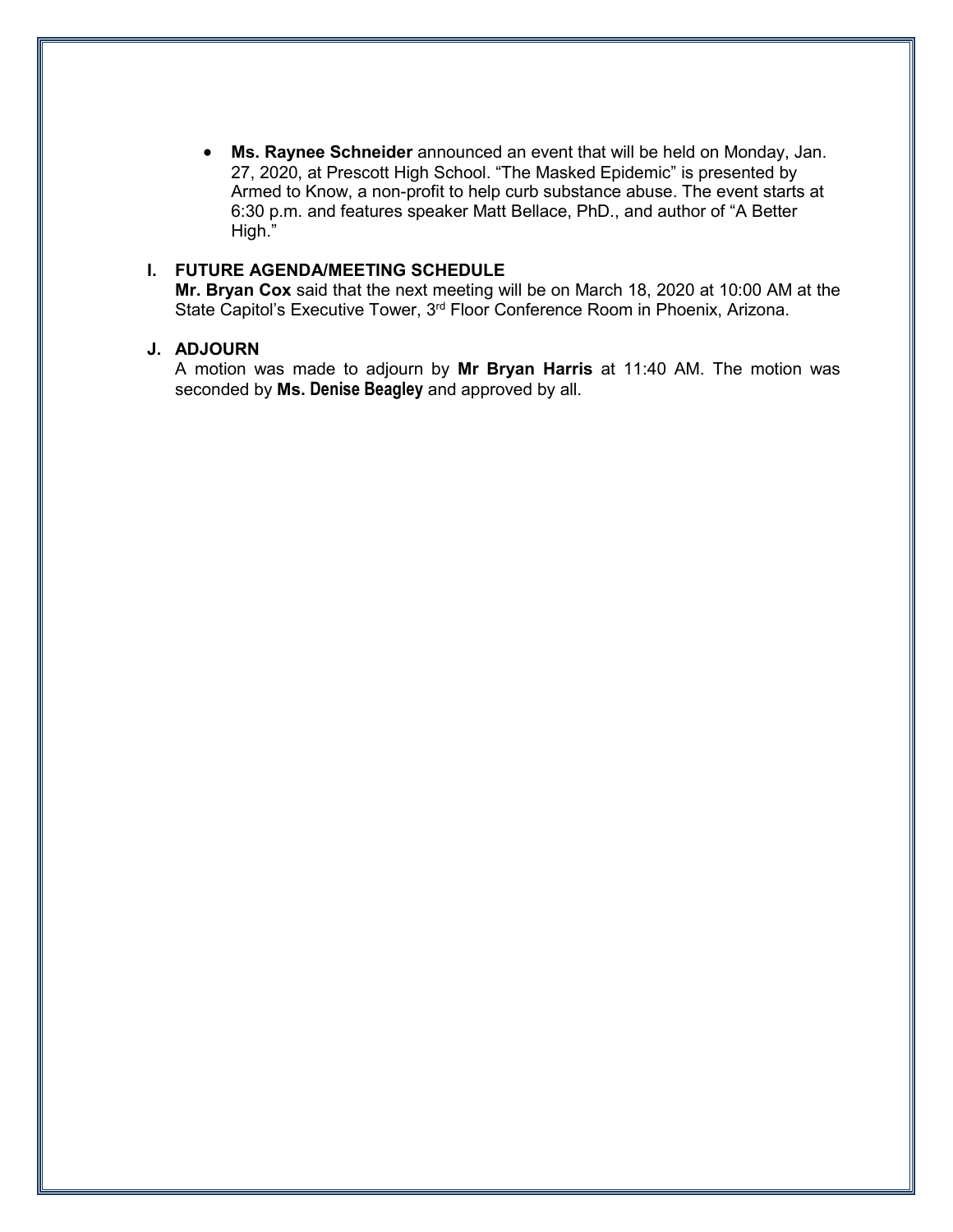- **Ms. Raynee Schneider** announced an event that will be held on Monday, Jan. 27, 2020, at Prescott High School. "The Masked Epidemic" is presented by Armed to Know, a non-profit to help curb substance abuse. The event starts at 6:30 p.m. and features speaker Matt Bellace, PhD., and author of "A Better High."

## I. FUTURE AGENDA/MEETING SCHEDULE

**Mr. Bryan Cox** said that the next meeting will be on March 18, 2020 at 10:00 AM at the State Capitol's Executive Tower, 3rd Floor Conference Room in Phoenix, Arizona.

## J. ADJOURN

A motion was made to adjourn by **Mr Bryan Harris** at 11:40 AM. The motion was seconded by **Ms. Denise Beagley** and approved by all.